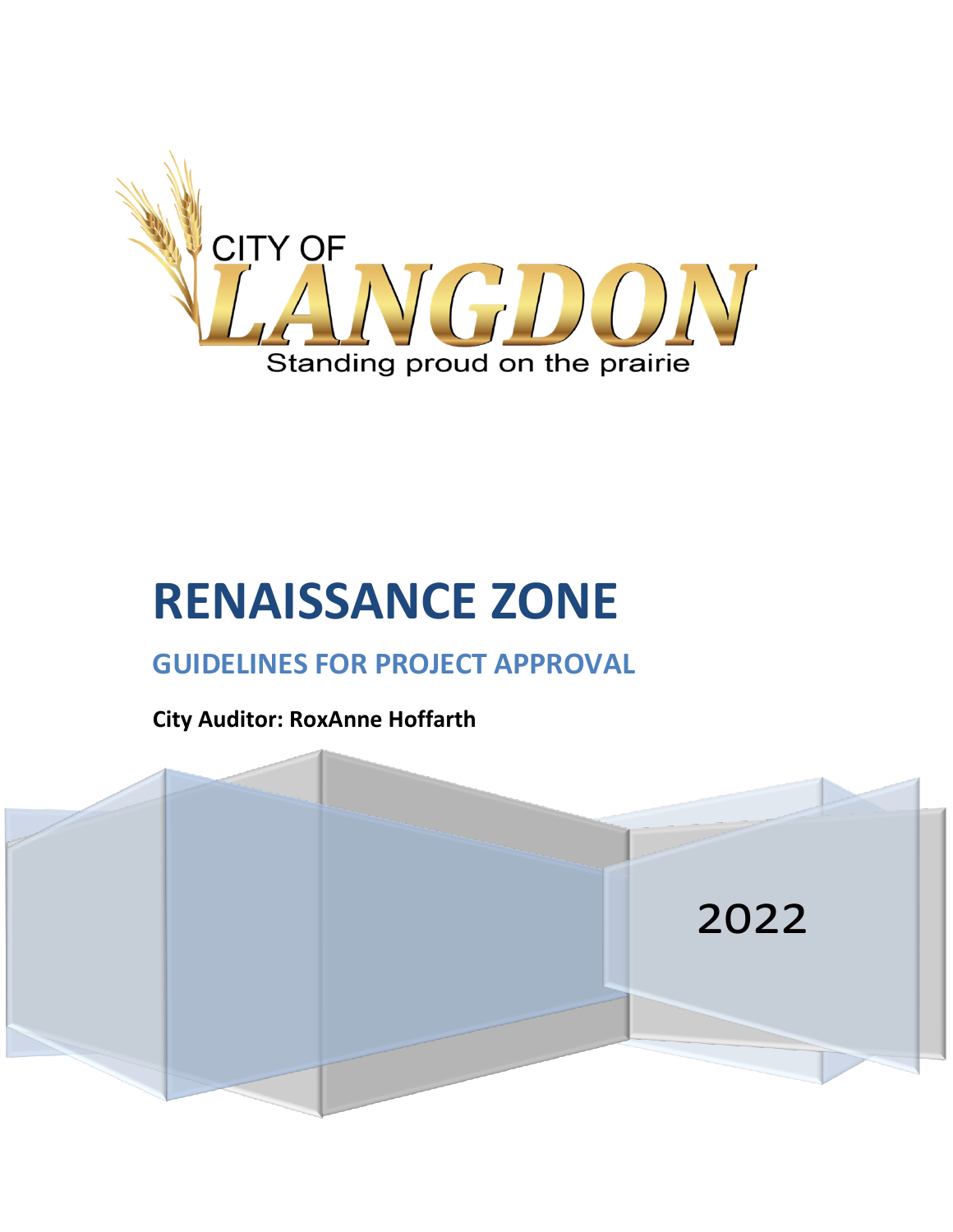CITY OF LANGDON

Standing proud on the prairie

# RENAISSANCE ZONE

## GUIDELINES FOR PROJECT APPROVAL

**City Auditor: RoxAnne Hoffarth**

2022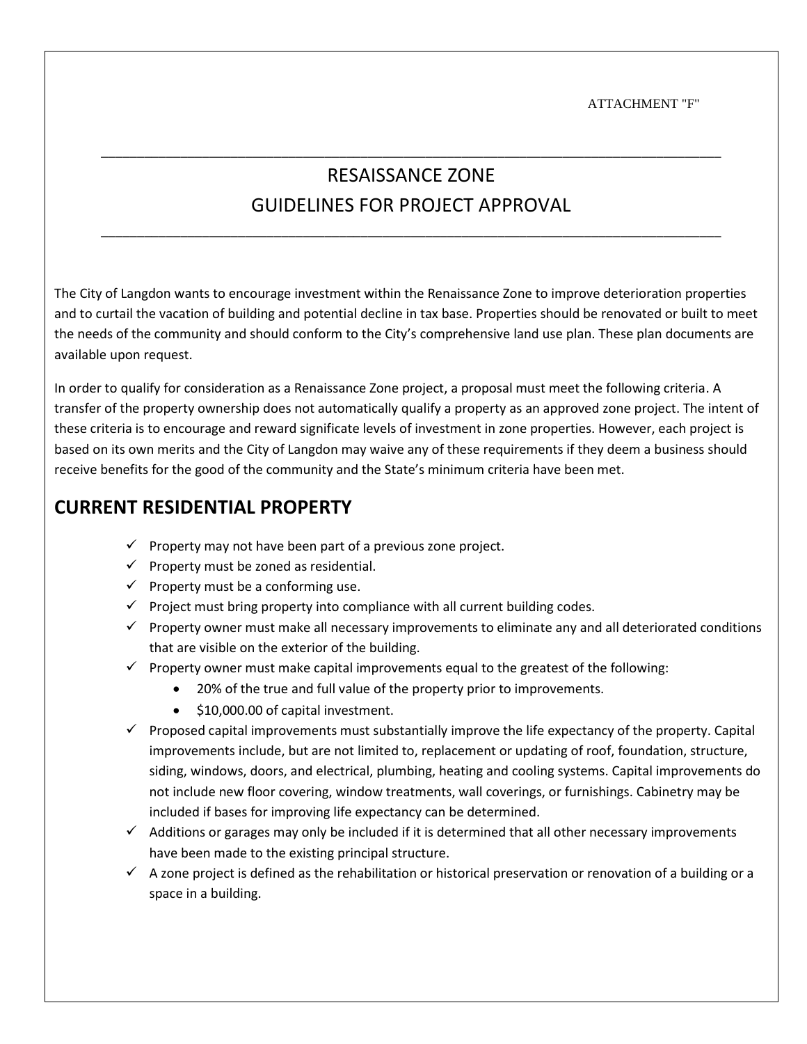ATTACHMENT "F"

# RESAISSANCE ZONE
# GUIDELINES FOR PROJECT APPROVAL

The City of Langdon wants to encourage investment within the Renaissance Zone to improve deterioration properties and to curtail the vacation of building and potential decline in tax base. Properties should be renovated or built to meet the needs of the community and should conform to the City's comprehensive land use plan. These plan documents are available upon request.

In order to qualify for consideration as a Renaissance Zone project, a proposal must meet the following criteria. A transfer of the property ownership does not automatically qualify a property as an approved zone project. The intent of these criteria is to encourage and reward significate levels of investment in zone properties. However, each project is based on its own merits and the City of Langdon may waive any of these requirements if they deem a business should receive benefits for the good of the community and the State's minimum criteria have been met.

## CURRENT RESIDENTIAL PROPERTY

- ✓ Property may not have been part of a previous zone project.
- ✓ Property must be zoned as residential.
- ✓ Property must be a conforming use.
- ✓ Project must bring property into compliance with all current building codes.
- ✓ Property owner must make all necessary improvements to eliminate any and all deteriorated conditions that are visible on the exterior of the building.
- ✓ Property owner must make capital improvements equal to the greatest of the following:
  - 20% of the true and full value of the property prior to improvements.
  - $10,000.00 of capital investment.
- ✓ Proposed capital improvements must substantially improve the life expectancy of the property. Capital improvements include, but are not limited to, replacement or updating of roof, foundation, structure, siding, windows, doors, and electrical, plumbing, heating and cooling systems. Capital improvements do not include new floor covering, window treatments, wall coverings, or furnishings. Cabinetry may be included if bases for improving life expectancy can be determined.
- ✓ Additions or garages may only be included if it is determined that all other necessary improvements have been made to the existing principal structure.
- ✓ A zone project is defined as the rehabilitation or historical preservation or renovation of a building or a space in a building.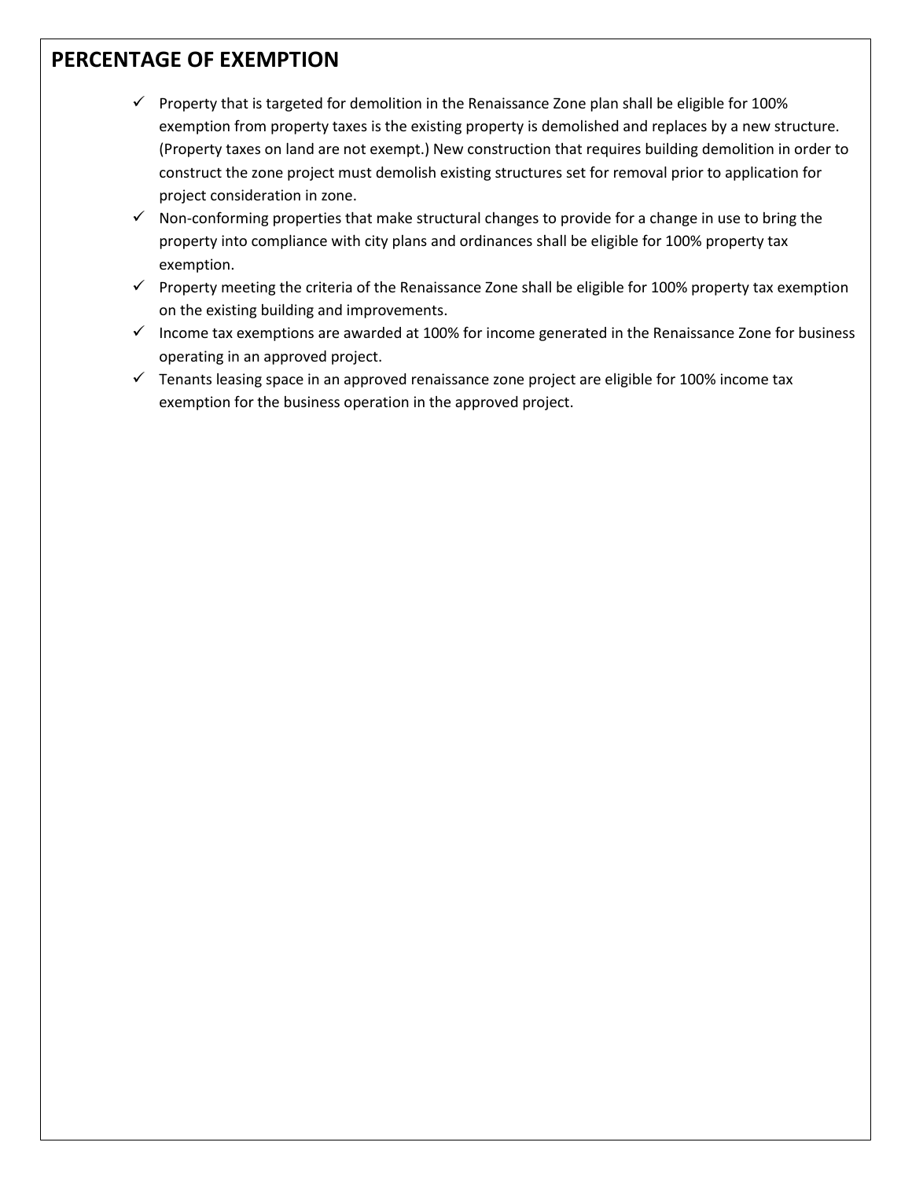## PERCENTAGE OF EXEMPTION

- ✓ Property that is targeted for demolition in the Renaissance Zone plan shall be eligible for 100% exemption from property taxes is the existing property is demolished and replaces by a new structure. (Property taxes on land are not exempt.) New construction that requires building demolition in order to construct the zone project must demolish existing structures set for removal prior to application for project consideration in zone.
- ✓ Non-conforming properties that make structural changes to provide for a change in use to bring the property into compliance with city plans and ordinances shall be eligible for 100% property tax exemption.
- ✓ Property meeting the criteria of the Renaissance Zone shall be eligible for 100% property tax exemption on the existing building and improvements.
- ✓ Income tax exemptions are awarded at 100% for income generated in the Renaissance Zone for business operating in an approved project.
- ✓ Tenants leasing space in an approved renaissance zone project are eligible for 100% income tax exemption for the business operation in the approved project.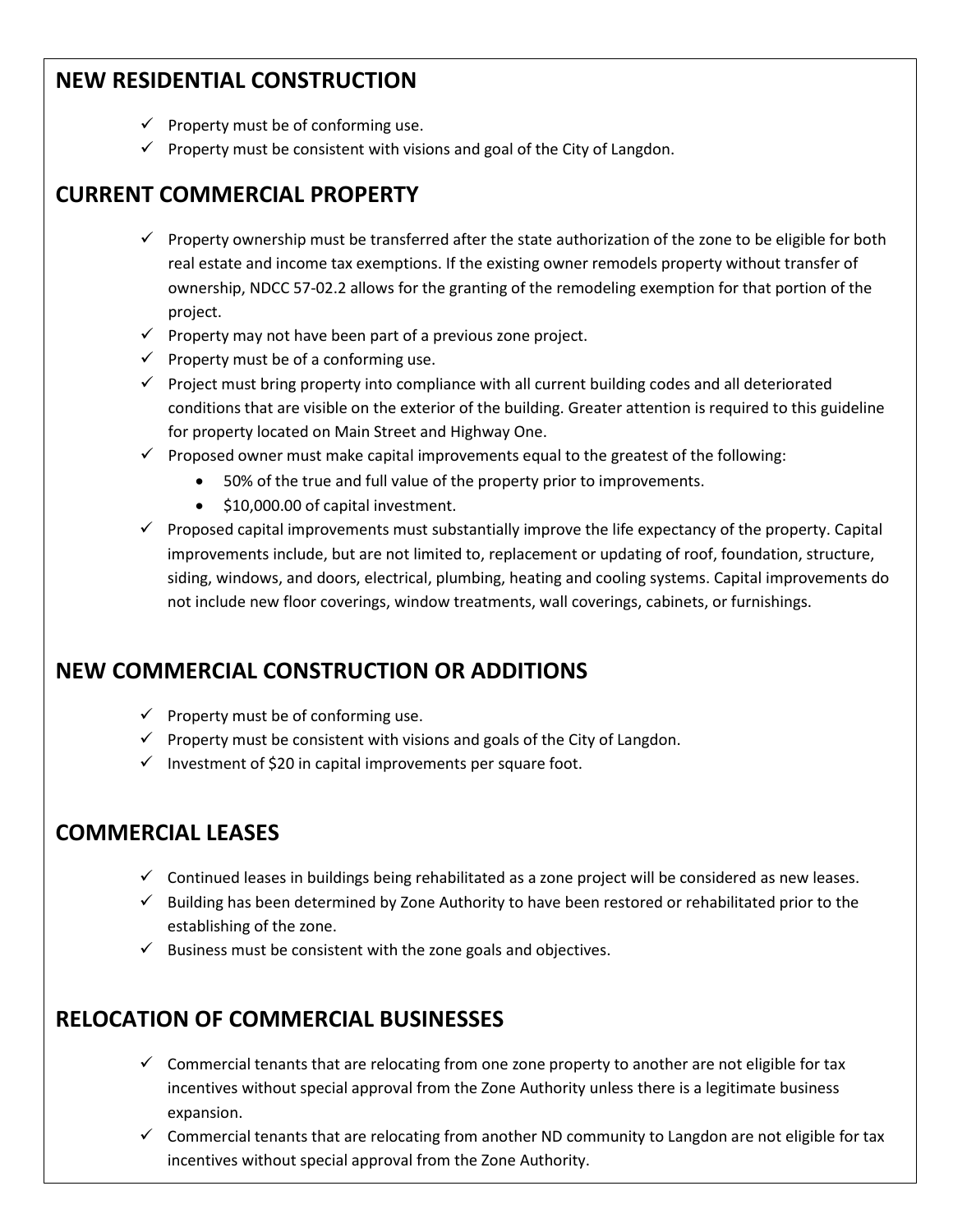## NEW RESIDENTIAL CONSTRUCTION

- ✓ Property must be of conforming use.
- ✓ Property must be consistent with visions and goal of the City of Langdon.

## CURRENT COMMERCIAL PROPERTY

- ✓ Property ownership must be transferred after the state authorization of the zone to be eligible for both real estate and income tax exemptions. If the existing owner remodels property without transfer of ownership, NDCC 57-02.2 allows for the granting of the remodeling exemption for that portion of the project.
- ✓ Property may not have been part of a previous zone project.
- ✓ Property must be of a conforming use.
- ✓ Project must bring property into compliance with all current building codes and all deteriorated conditions that are visible on the exterior of the building. Greater attention is required to this guideline for property located on Main Street and Highway One.
- ✓ Proposed owner must make capital improvements equal to the greatest of the following:
  - 50% of the true and full value of the property prior to improvements.
  - $10,000.00 of capital investment.
- ✓ Proposed capital improvements must substantially improve the life expectancy of the property. Capital improvements include, but are not limited to, replacement or updating of roof, foundation, structure, siding, windows, and doors, electrical, plumbing, heating and cooling systems. Capital improvements do not include new floor coverings, window treatments, wall coverings, cabinets, or furnishings.

## NEW COMMERCIAL CONSTRUCTION OR ADDITIONS

- ✓ Property must be of conforming use.
- ✓ Property must be consistent with visions and goals of the City of Langdon.
- ✓ Investment of $20 in capital improvements per square foot.

## COMMERCIAL LEASES

- ✓ Continued leases in buildings being rehabilitated as a zone project will be considered as new leases.
- ✓ Building has been determined by Zone Authority to have been restored or rehabilitated prior to the establishing of the zone.
- ✓ Business must be consistent with the zone goals and objectives.

## RELOCATION OF COMMERCIAL BUSINESSES

- ✓ Commercial tenants that are relocating from one zone property to another are not eligible for tax incentives without special approval from the Zone Authority unless there is a legitimate business expansion.
- ✓ Commercial tenants that are relocating from another ND community to Langdon are not eligible for tax incentives without special approval from the Zone Authority.